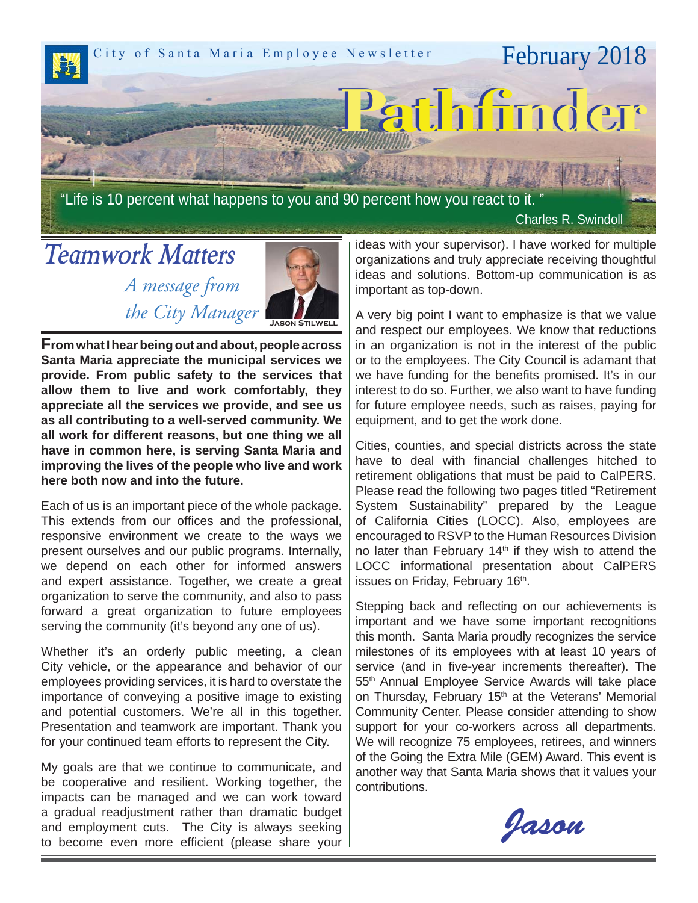City of Santa Maria Employee Newsletter

February 2018

# Pathfinder

"Life is 10 percent what happens to you and 90 percent how you react to it."

Charles R. Swindoll

## Teamwork Matters

*A message from the City Manager*

Jason Stilwell

**From what I hear being out and about, people across Santa Maria appreciate the municipal services we provide. From public safety to the services that allow them to live and work comfortably, they appreciate all the services we provide, and see us as all contributing to a well-served community. We all work for different reasons, but one thing we all have in common here, is serving Santa Maria and improving the lives of the people who live and work here both now and into the future.**

Each of us is an important piece of the whole package. This extends from our offices and the professional, responsive environment we create to the ways we present ourselves and our public programs. Internally, we depend on each other for informed answers and expert assistance. Together, we create a great organization to serve the community, and also to pass forward a great organization to future employees serving the community (it's beyond any one of us).

Whether it's an orderly public meeting, a clean City vehicle, or the appearance and behavior of our employees providing services, it is hard to overstate the importance of conveying a positive image to existing and potential customers. We're all in this together. Presentation and teamwork are important. Thank you for your continued team efforts to represent the City.

My goals are that we continue to communicate, and be cooperative and resilient. Working together, the impacts can be managed and we can work toward a gradual readjustment rather than dramatic budget and employment cuts. The City is always seeking to become even more efficient (please share your ideas with your supervisor). I have worked for multiple organizations and truly appreciate receiving thoughtful ideas and solutions. Bottom-up communication is as important as top-down.

A very big point I want to emphasize is that we value and respect our employees. We know that reductions in an organization is not in the interest of the public or to the employees. The City Council is adamant that we have funding for the benefits promised. It's in our interest to do so. Further, we also want to have funding for future employee needs, such as raises, paying for equipment, and to get the work done.

Cities, counties, and special districts across the state have to deal with financial challenges hitched to retirement obligations that must be paid to CalPERS. Please read the following two pages titled "Retirement System Sustainability" prepared by the League of California Cities (LOCC). Also, employees are encouraged to RSVP to the Human Resources Division no later than February 14th if they wish to attend the LOCC informational presentation about CalPERS issues on Friday, February 16th.

Stepping back and reflecting on our achievements is important and we have some important recognitions this month. Santa Maria proudly recognizes the service milestones of its employees with at least 10 years of service (and in five-year increments thereafter). The 55th Annual Employee Service Awards will take place on Thursday, February 15th at the Veterans' Memorial Community Center. Please consider attending to show support for your co-workers across all departments. We will recognize 75 employees, retirees, and winners of the Going the Extra Mile (GEM) Award. This event is another way that Santa Maria shows that it values your contributions.

*Jason*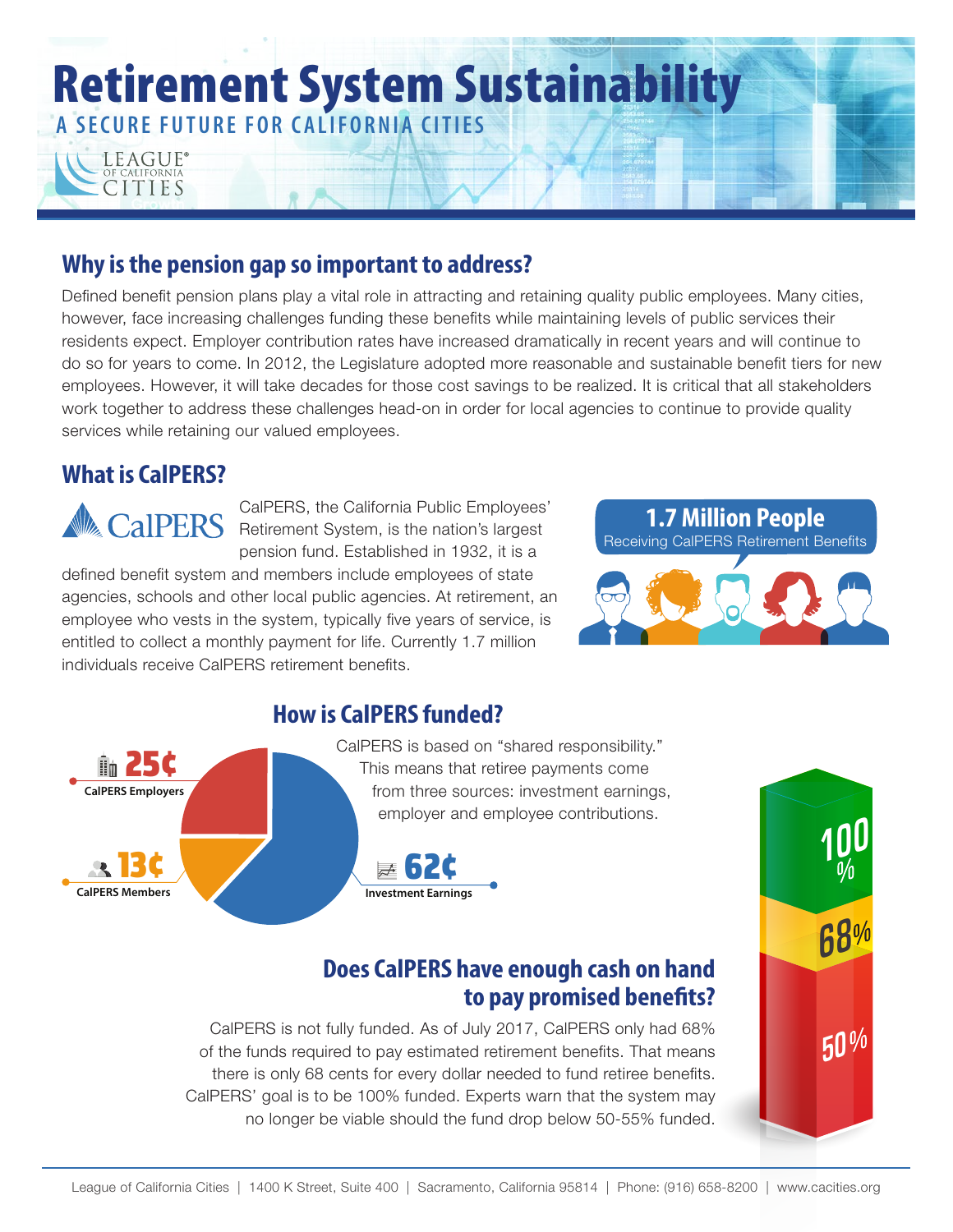# Retirement System Sustainability

A SECURE FUTURE FOR CALIFORNIA CITIES

LEAGUE® OF CALIFORNIA CITIES

## Why is the pension gap so important to address?

Defined benefit pension plans play a vital role in attracting and retaining quality public employees. Many cities, however, face increasing challenges funding these benefits while maintaining levels of public services their residents expect. Employer contribution rates have increased dramatically in recent years and will continue to do so for years to come. In 2012, the Legislature adopted more reasonable and sustainable benefit tiers for new employees. However, it will take decades for those cost savings to be realized. It is critical that all stakeholders work together to address these challenges head-on in order for local agencies to continue to provide quality services while retaining our valued employees.

## What is CalPERS?

CalPERS, the California Public Employees' Retirement System, is the nation's largest pension fund. Established in 1932, it is a defined benefit system and members include employees of state agencies, schools and other local public agencies. At retirement, an employee who vests in the system, typically five years of service, is entitled to collect a monthly payment for life. Currently 1.7 million individuals receive CalPERS retirement benefits.

**1.7 Million People**
Receiving CalPERS Retirement Benefits

## How is CalPERS funded?

CalPERS is based on "shared responsibility." This means that retiree payments come from three sources: investment earnings, employer and employee contributions.

- **25¢** CalPERS Employers
- **13¢** CalPERS Members
- **62¢** Investment Earnings

## Does CalPERS have enough cash on hand to pay promised benefits?

CalPERS is not fully funded. As of July 2017, CalPERS only had 68% of the funds required to pay estimated retirement benefits. That means there is only 68 cents for every dollar needed to fund retiree benefits. CalPERS' goal is to be 100% funded. Experts warn that the system may no longer be viable should the fund drop below 50-55% funded.

100% | 68% | 50%

League of California Cities | 1400 K Street, Suite 400 | Sacramento, California 95814 | Phone: (916) 658-8200 | www.cacities.org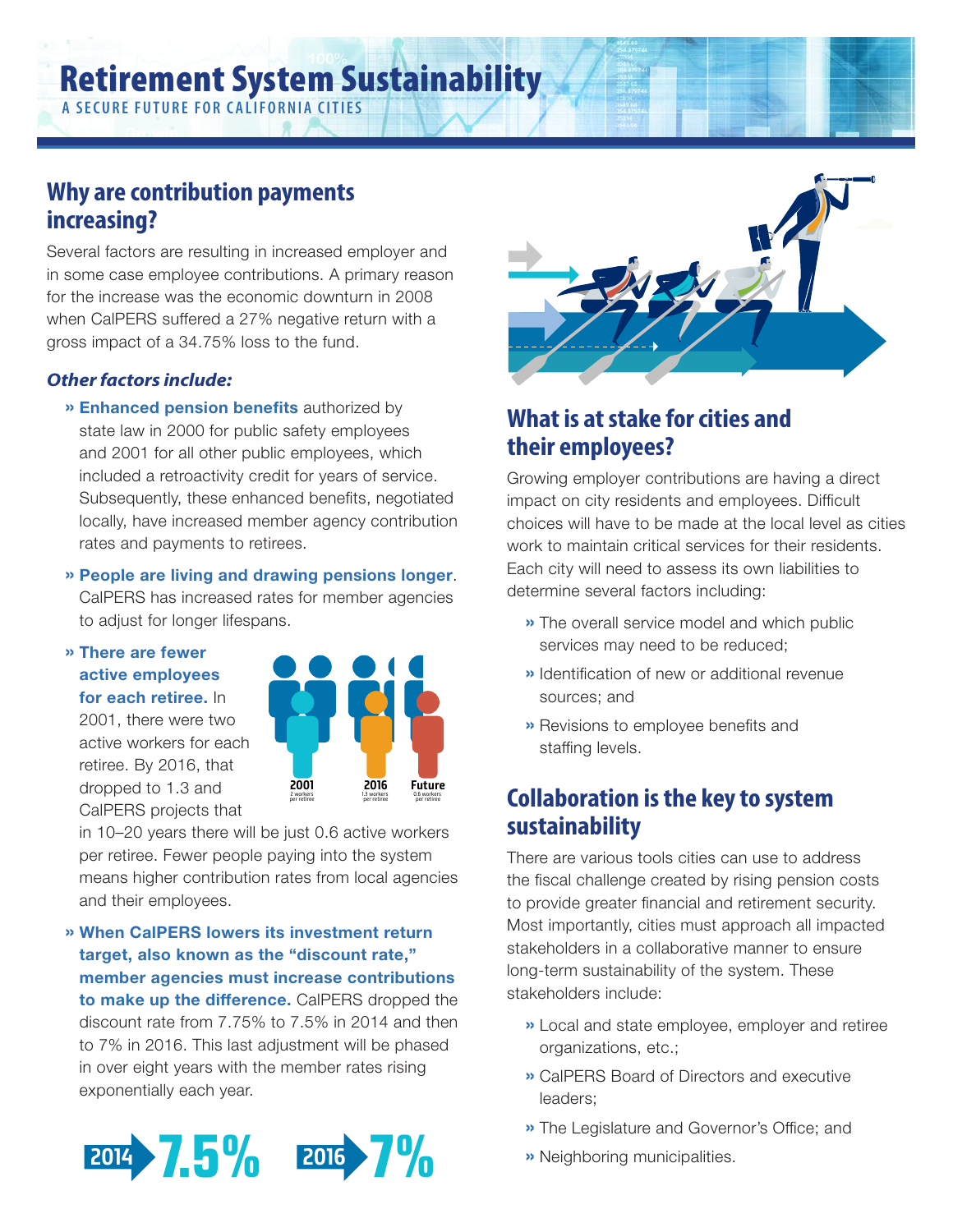# Retirement System Sustainability

A SECURE FUTURE FOR CALIFORNIA CITIES

## Why are contribution payments increasing?

Several factors are resulting in increased employer and in some case employee contributions. A primary reason for the increase was the economic downturn in 2008 when CalPERS suffered a 27% negative return with a gross impact of a 34.75% loss to the fund.

### *Other factors include:*

- **Enhanced pension benefits** authorized by state law in 2000 for public safety employees and 2001 for all other public employees, which included a retroactivity credit for years of service. Subsequently, these enhanced benefits, negotiated locally, have increased member agency contribution rates and payments to retirees.
- **People are living and drawing pensions longer**. CalPERS has increased rates for member agencies to adjust for longer lifespans.
- **There are fewer active employees for each retiree.** In 2001, there were two active workers for each retiree. By 2016, that dropped to 1.3 and CalPERS projects that in 10–20 years there will be just 0.6 active workers per retiree. Fewer people paying into the system means higher contribution rates from local agencies and their employees.

2001
2 workers per retiree

2016
1.3 workers per retiree

Future
0.6 workers per retiree

- **When CalPERS lowers its investment return target, also known as the "discount rate," member agencies must increase contributions to make up the difference.** CalPERS dropped the discount rate from 7.75% to 7.5% in 2014 and then to 7% in 2016. This last adjustment will be phased in over eight years with the member rates rising exponentially each year.

2014 7.5%

2016 7%

## What is at stake for cities and their employees?

Growing employer contributions are having a direct impact on city residents and employees. Difficult choices will have to be made at the local level as cities work to maintain critical services for their residents. Each city will need to assess its own liabilities to determine several factors including:

- The overall service model and which public services may need to be reduced;
- Identification of new or additional revenue sources; and
- Revisions to employee benefits and staffing levels.

## Collaboration is the key to system sustainability

There are various tools cities can use to address the fiscal challenge created by rising pension costs to provide greater financial and retirement security. Most importantly, cities must approach all impacted stakeholders in a collaborative manner to ensure long-term sustainability of the system. These stakeholders include:

- Local and state employee, employer and retiree organizations, etc.;
- CalPERS Board of Directors and executive leaders;
- The Legislature and Governor's Office; and
- Neighboring municipalities.